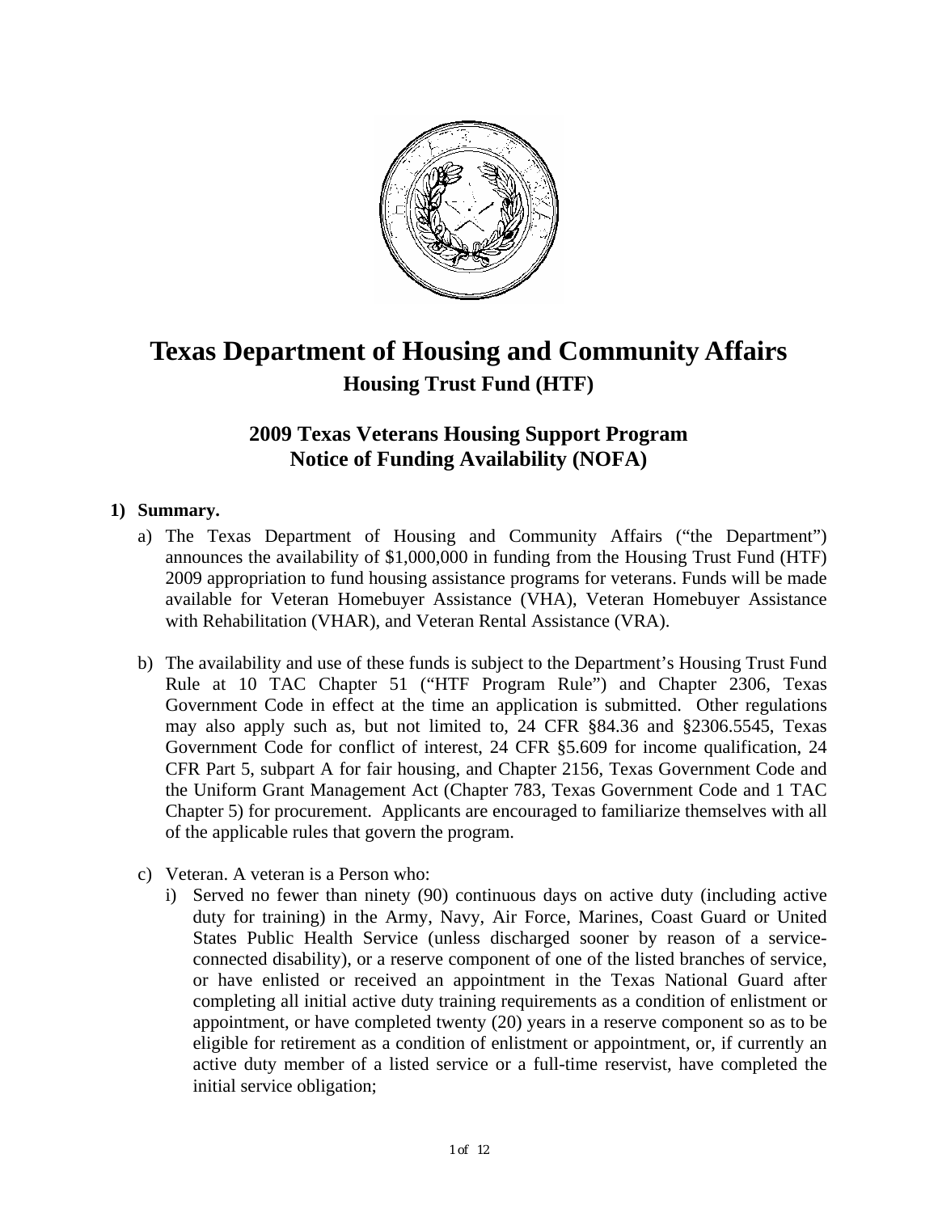# Texas Department of Housing and Community Affairs

## Housing Trust Fund (HTF)

## 2009 Texas Veterans Housing Support Program
## Notice of Funding Availability (NOFA)

**1) Summary.**

a) The Texas Department of Housing and Community Affairs ("the Department") announces the availability of $1,000,000 in funding from the Housing Trust Fund (HTF) 2009 appropriation to fund housing assistance programs for veterans. Funds will be made available for Veteran Homebuyer Assistance (VHA), Veteran Homebuyer Assistance with Rehabilitation (VHAR), and Veteran Rental Assistance (VRA).

b) The availability and use of these funds is subject to the Department's Housing Trust Fund Rule at 10 TAC Chapter 51 ("HTF Program Rule") and Chapter 2306, Texas Government Code in effect at the time an application is submitted. Other regulations may also apply such as, but not limited to, 24 CFR §84.36 and §2306.5545, Texas Government Code for conflict of interest, 24 CFR §5.609 for income qualification, 24 CFR Part 5, subpart A for fair housing, and Chapter 2156, Texas Government Code and the Uniform Grant Management Act (Chapter 783, Texas Government Code and 1 TAC Chapter 5) for procurement. Applicants are encouraged to familiarize themselves with all of the applicable rules that govern the program.

c) Veteran. A veteran is a Person who:

i) Served no fewer than ninety (90) continuous days on active duty (including active duty for training) in the Army, Navy, Air Force, Marines, Coast Guard or United States Public Health Service (unless discharged sooner by reason of a service-connected disability), or a reserve component of one of the listed branches of service, or have enlisted or received an appointment in the Texas National Guard after completing all initial active duty training requirements as a condition of enlistment or appointment, or have completed twenty (20) years in a reserve component so as to be eligible for retirement as a condition of enlistment or appointment, or, if currently an active duty member of a listed service or a full-time reservist, have completed the initial service obligation;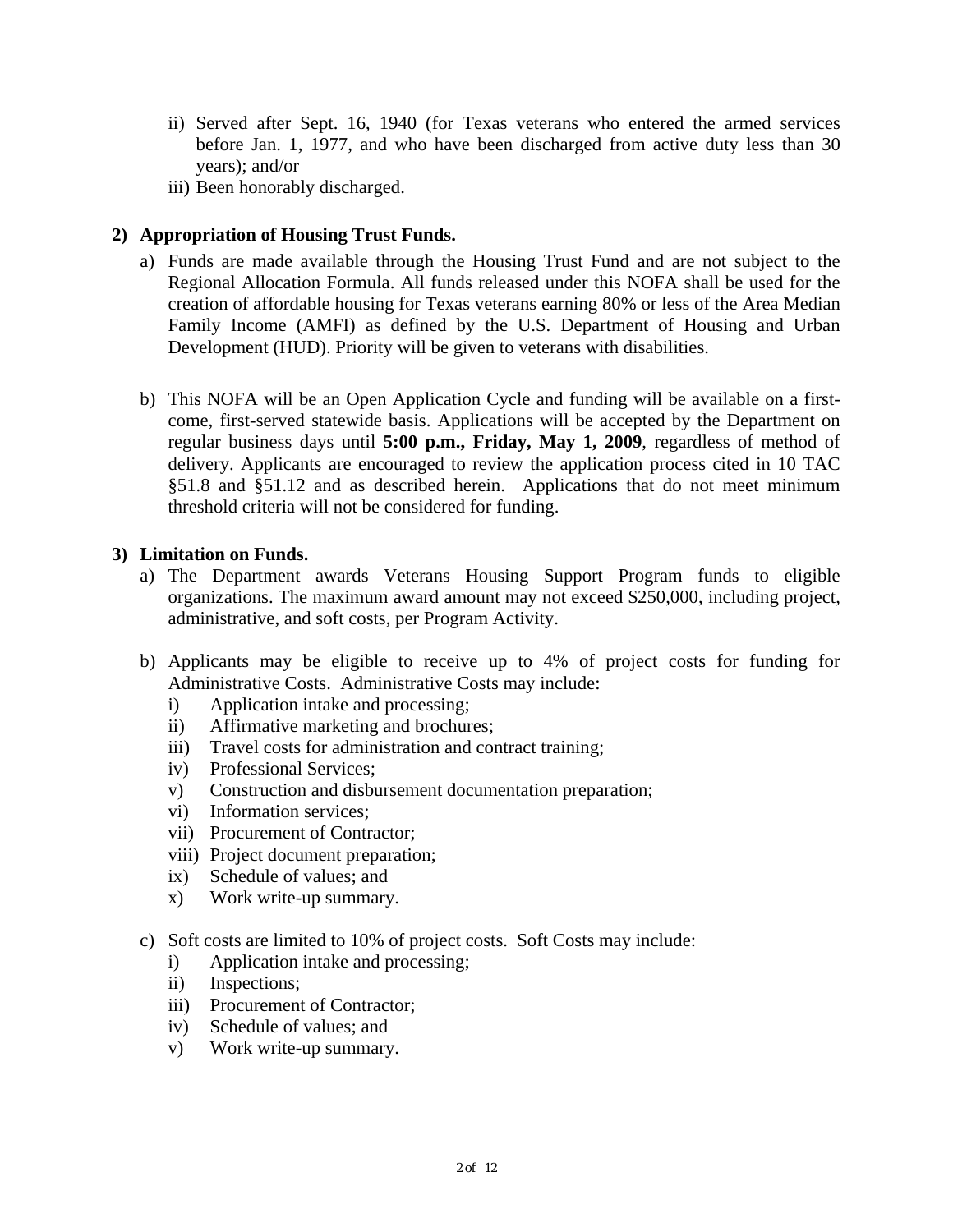ii) Served after Sept. 16, 1940 (for Texas veterans who entered the armed services before Jan. 1, 1977, and who have been discharged from active duty less than 30 years); and/or

iii) Been honorably discharged.

**2) Appropriation of Housing Trust Funds.**

a) Funds are made available through the Housing Trust Fund and are not subject to the Regional Allocation Formula. All funds released under this NOFA shall be used for the creation of affordable housing for Texas veterans earning 80% or less of the Area Median Family Income (AMFI) as defined by the U.S. Department of Housing and Urban Development (HUD). Priority will be given to veterans with disabilities.

b) This NOFA will be an Open Application Cycle and funding will be available on a first-come, first-served statewide basis. Applications will be accepted by the Department on regular business days until **5:00 p.m., Friday, May 1, 2009**, regardless of method of delivery. Applicants are encouraged to review the application process cited in 10 TAC §51.8 and §51.12 and as described herein. Applications that do not meet minimum threshold criteria will not be considered for funding.

**3) Limitation on Funds.**

a) The Department awards Veterans Housing Support Program funds to eligible organizations. The maximum award amount may not exceed $250,000, including project, administrative, and soft costs, per Program Activity.

b) Applicants may be eligible to receive up to 4% of project costs for funding for Administrative Costs. Administrative Costs may include:
   i) Application intake and processing;
   ii) Affirmative marketing and brochures;
   iii) Travel costs for administration and contract training;
   iv) Professional Services;
   v) Construction and disbursement documentation preparation;
   vi) Information services;
   vii) Procurement of Contractor;
   viii) Project document preparation;
   ix) Schedule of values; and
   x) Work write-up summary.

c) Soft costs are limited to 10% of project costs. Soft Costs may include:
   i) Application intake and processing;
   ii) Inspections;
   iii) Procurement of Contractor;
   iv) Schedule of values; and
   v) Work write-up summary.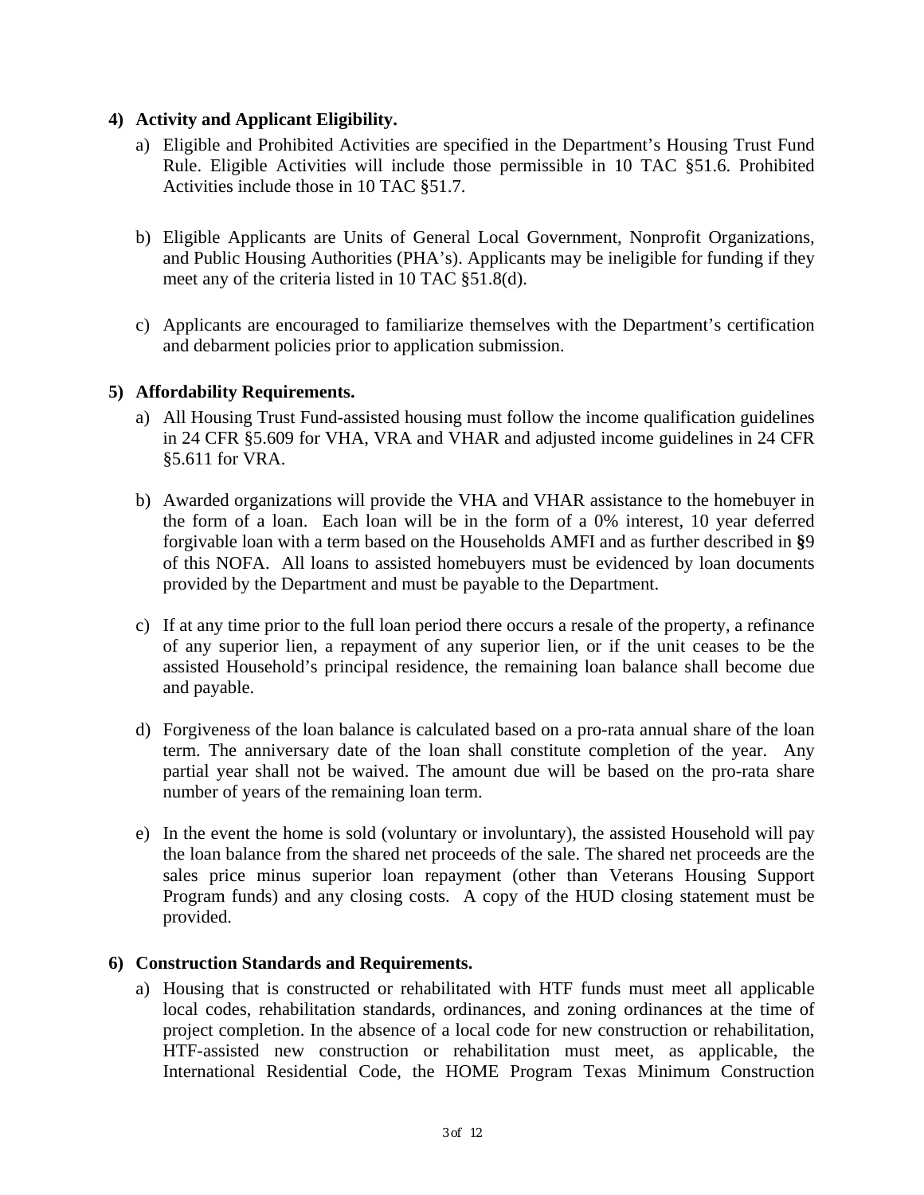**4) Activity and Applicant Eligibility.**

a) Eligible and Prohibited Activities are specified in the Department's Housing Trust Fund Rule. Eligible Activities will include those permissible in 10 TAC §51.6. Prohibited Activities include those in 10 TAC §51.7.

b) Eligible Applicants are Units of General Local Government, Nonprofit Organizations, and Public Housing Authorities (PHA's). Applicants may be ineligible for funding if they meet any of the criteria listed in 10 TAC §51.8(d).

c) Applicants are encouraged to familiarize themselves with the Department's certification and debarment policies prior to application submission.

**5) Affordability Requirements.**

a) All Housing Trust Fund-assisted housing must follow the income qualification guidelines in 24 CFR §5.609 for VHA, VRA and VHAR and adjusted income guidelines in 24 CFR §5.611 for VRA.

b) Awarded organizations will provide the VHA and VHAR assistance to the homebuyer in the form of a loan. Each loan will be in the form of a 0% interest, 10 year deferred forgivable loan with a term based on the Households AMFI and as further described in **§**9 of this NOFA. All loans to assisted homebuyers must be evidenced by loan documents provided by the Department and must be payable to the Department.

c) If at any time prior to the full loan period there occurs a resale of the property, a refinance of any superior lien, a repayment of any superior lien, or if the unit ceases to be the assisted Household's principal residence, the remaining loan balance shall become due and payable.

d) Forgiveness of the loan balance is calculated based on a pro-rata annual share of the loan term. The anniversary date of the loan shall constitute completion of the year. Any partial year shall not be waived. The amount due will be based on the pro-rata share number of years of the remaining loan term.

e) In the event the home is sold (voluntary or involuntary), the assisted Household will pay the loan balance from the shared net proceeds of the sale. The shared net proceeds are the sales price minus superior loan repayment (other than Veterans Housing Support Program funds) and any closing costs. A copy of the HUD closing statement must be provided.

**6) Construction Standards and Requirements.**

a) Housing that is constructed or rehabilitated with HTF funds must meet all applicable local codes, rehabilitation standards, ordinances, and zoning ordinances at the time of project completion. In the absence of a local code for new construction or rehabilitation, HTF-assisted new construction or rehabilitation must meet, as applicable, the International Residential Code, the HOME Program Texas Minimum Construction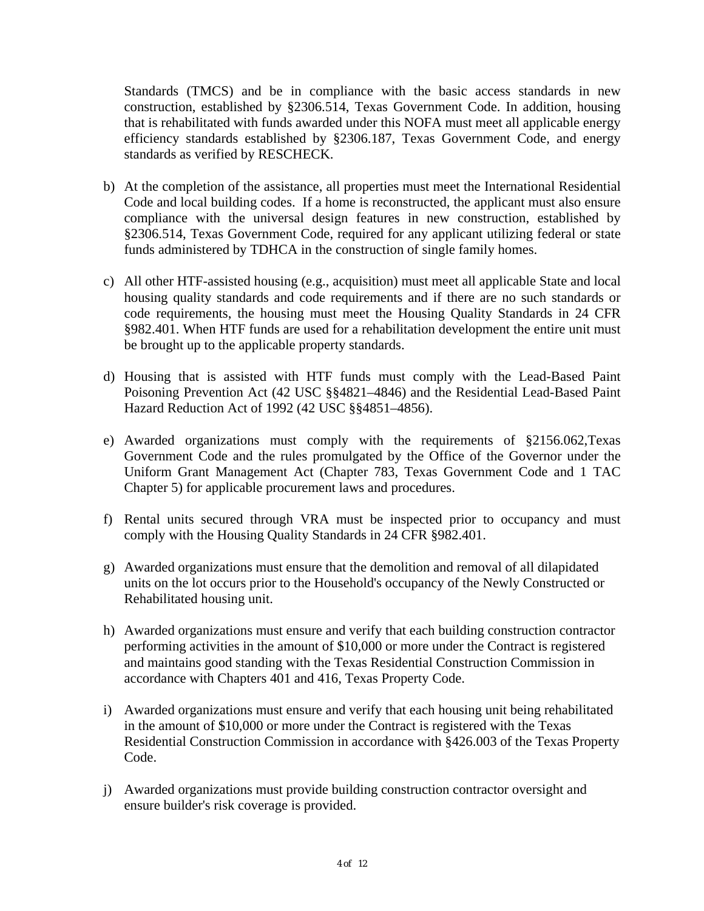Standards (TMCS) and be in compliance with the basic access standards in new construction, established by §2306.514, Texas Government Code. In addition, housing that is rehabilitated with funds awarded under this NOFA must meet all applicable energy efficiency standards established by §2306.187, Texas Government Code, and energy standards as verified by RESCHECK.

b) At the completion of the assistance, all properties must meet the International Residential Code and local building codes. If a home is reconstructed, the applicant must also ensure compliance with the universal design features in new construction, established by §2306.514, Texas Government Code, required for any applicant utilizing federal or state funds administered by TDHCA in the construction of single family homes.

c) All other HTF-assisted housing (e.g., acquisition) must meet all applicable State and local housing quality standards and code requirements and if there are no such standards or code requirements, the housing must meet the Housing Quality Standards in 24 CFR §982.401. When HTF funds are used for a rehabilitation development the entire unit must be brought up to the applicable property standards.

d) Housing that is assisted with HTF funds must comply with the Lead-Based Paint Poisoning Prevention Act (42 USC §§4821–4846) and the Residential Lead-Based Paint Hazard Reduction Act of 1992 (42 USC §§4851–4856).

e) Awarded organizations must comply with the requirements of §2156.062,Texas Government Code and the rules promulgated by the Office of the Governor under the Uniform Grant Management Act (Chapter 783, Texas Government Code and 1 TAC Chapter 5) for applicable procurement laws and procedures.

f) Rental units secured through VRA must be inspected prior to occupancy and must comply with the Housing Quality Standards in 24 CFR §982.401.

g) Awarded organizations must ensure that the demolition and removal of all dilapidated units on the lot occurs prior to the Household's occupancy of the Newly Constructed or Rehabilitated housing unit.

h) Awarded organizations must ensure and verify that each building construction contractor performing activities in the amount of $10,000 or more under the Contract is registered and maintains good standing with the Texas Residential Construction Commission in accordance with Chapters 401 and 416, Texas Property Code.

i) Awarded organizations must ensure and verify that each housing unit being rehabilitated in the amount of $10,000 or more under the Contract is registered with the Texas Residential Construction Commission in accordance with §426.003 of the Texas Property Code.

j) Awarded organizations must provide building construction contractor oversight and ensure builder's risk coverage is provided.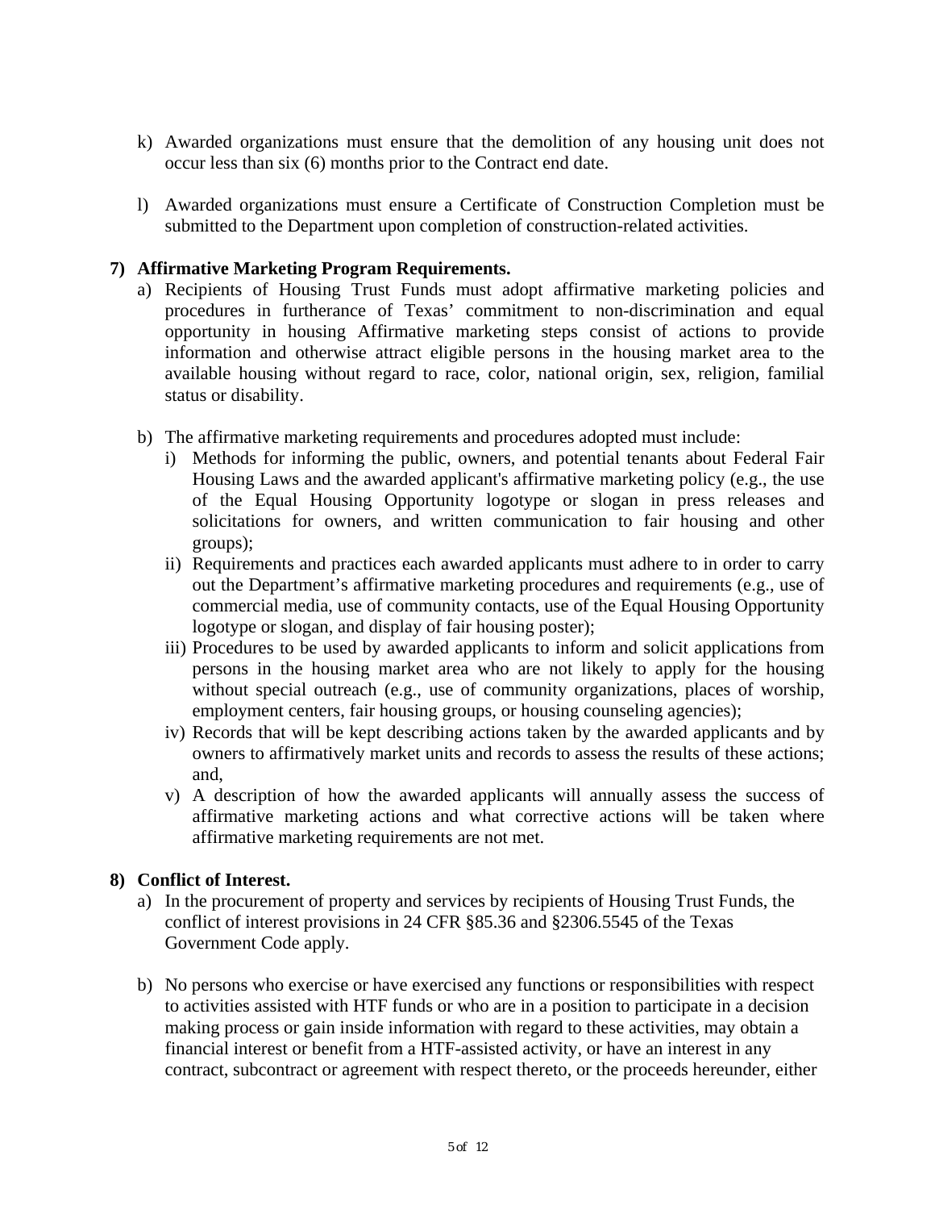k) Awarded organizations must ensure that the demolition of any housing unit does not occur less than six (6) months prior to the Contract end date.

l) Awarded organizations must ensure a Certificate of Construction Completion must be submitted to the Department upon completion of construction-related activities.

**7) Affirmative Marketing Program Requirements.**

a) Recipients of Housing Trust Funds must adopt affirmative marketing policies and procedures in furtherance of Texas' commitment to non-discrimination and equal opportunity in housing Affirmative marketing steps consist of actions to provide information and otherwise attract eligible persons in the housing market area to the available housing without regard to race, color, national origin, sex, religion, familial status or disability.

b) The affirmative marketing requirements and procedures adopted must include:

i) Methods for informing the public, owners, and potential tenants about Federal Fair Housing Laws and the awarded applicant's affirmative marketing policy (e.g., the use of the Equal Housing Opportunity logotype or slogan in press releases and solicitations for owners, and written communication to fair housing and other groups);

ii) Requirements and practices each awarded applicants must adhere to in order to carry out the Department's affirmative marketing procedures and requirements (e.g., use of commercial media, use of community contacts, use of the Equal Housing Opportunity logotype or slogan, and display of fair housing poster);

iii) Procedures to be used by awarded applicants to inform and solicit applications from persons in the housing market area who are not likely to apply for the housing without special outreach (e.g., use of community organizations, places of worship, employment centers, fair housing groups, or housing counseling agencies);

iv) Records that will be kept describing actions taken by the awarded applicants and by owners to affirmatively market units and records to assess the results of these actions; and,

v) A description of how the awarded applicants will annually assess the success of affirmative marketing actions and what corrective actions will be taken where affirmative marketing requirements are not met.

**8) Conflict of Interest.**

a) In the procurement of property and services by recipients of Housing Trust Funds, the conflict of interest provisions in 24 CFR §85.36 and §2306.5545 of the Texas Government Code apply.

b) No persons who exercise or have exercised any functions or responsibilities with respect to activities assisted with HTF funds or who are in a position to participate in a decision making process or gain inside information with regard to these activities, may obtain a financial interest or benefit from a HTF-assisted activity, or have an interest in any contract, subcontract or agreement with respect thereto, or the proceeds hereunder, either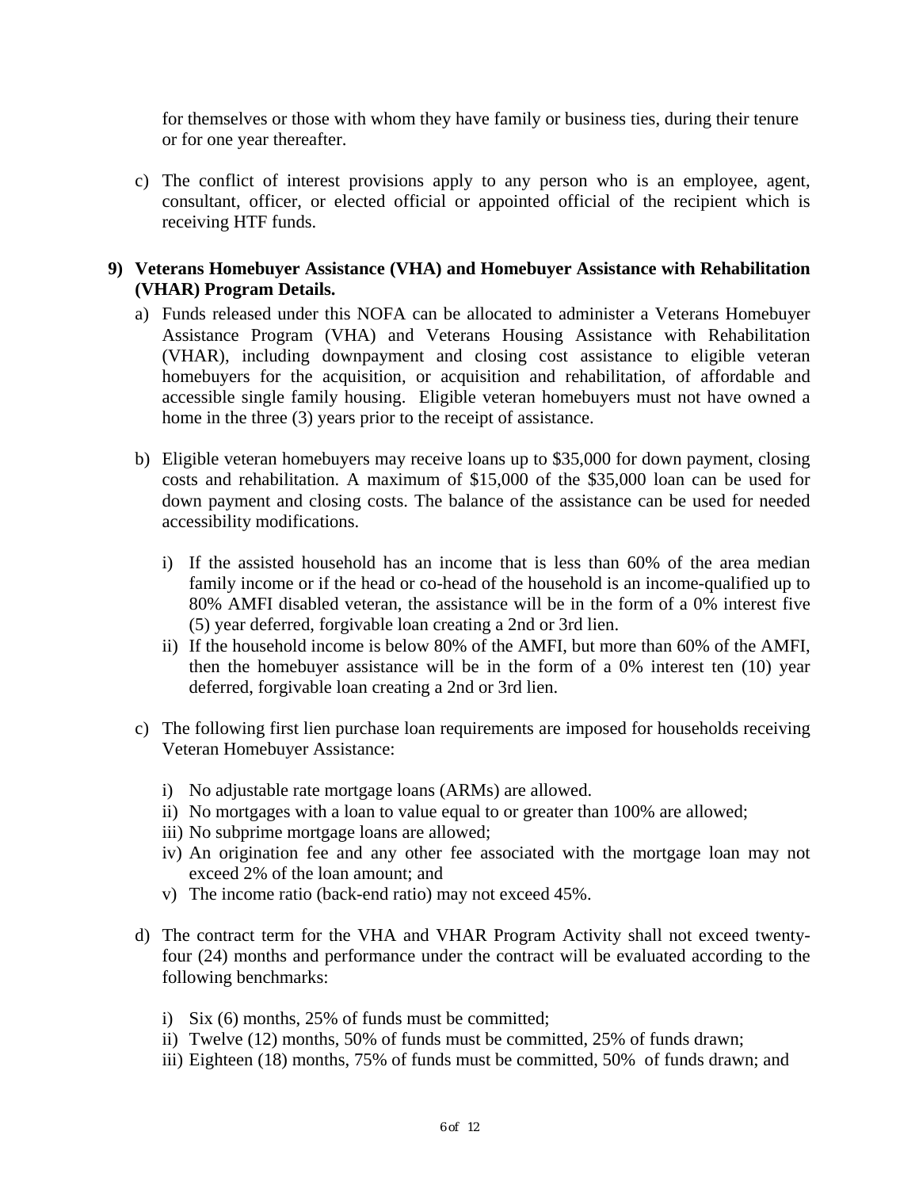for themselves or those with whom they have family or business ties, during their tenure or for one year thereafter.

c) The conflict of interest provisions apply to any person who is an employee, agent, consultant, officer, or elected official or appointed official of the recipient which is receiving HTF funds.

**9) Veterans Homebuyer Assistance (VHA) and Homebuyer Assistance with Rehabilitation (VHAR) Program Details.**

a) Funds released under this NOFA can be allocated to administer a Veterans Homebuyer Assistance Program (VHA) and Veterans Housing Assistance with Rehabilitation (VHAR), including downpayment and closing cost assistance to eligible veteran homebuyers for the acquisition, or acquisition and rehabilitation, of affordable and accessible single family housing. Eligible veteran homebuyers must not have owned a home in the three (3) years prior to the receipt of assistance.

b) Eligible veteran homebuyers may receive loans up to $35,000 for down payment, closing costs and rehabilitation. A maximum of $15,000 of the $35,000 loan can be used for down payment and closing costs. The balance of the assistance can be used for needed accessibility modifications.

   i) If the assisted household has an income that is less than 60% of the area median family income or if the head or co-head of the household is an income-qualified up to 80% AMFI disabled veteran, the assistance will be in the form of a 0% interest five (5) year deferred, forgivable loan creating a 2nd or 3rd lien.

   ii) If the household income is below 80% of the AMFI, but more than 60% of the AMFI, then the homebuyer assistance will be in the form of a 0% interest ten (10) year deferred, forgivable loan creating a 2nd or 3rd lien.

c) The following first lien purchase loan requirements are imposed for households receiving Veteran Homebuyer Assistance:

   i) No adjustable rate mortgage loans (ARMs) are allowed.
   ii) No mortgages with a loan to value equal to or greater than 100% are allowed;
   iii) No subprime mortgage loans are allowed;
   iv) An origination fee and any other fee associated with the mortgage loan may not exceed 2% of the loan amount; and
   v) The income ratio (back-end ratio) may not exceed 45%.

d) The contract term for the VHA and VHAR Program Activity shall not exceed twenty-four (24) months and performance under the contract will be evaluated according to the following benchmarks:

   i) Six (6) months, 25% of funds must be committed;
   ii) Twelve (12) months, 50% of funds must be committed, 25% of funds drawn;
   iii) Eighteen (18) months, 75% of funds must be committed, 50% of funds drawn; and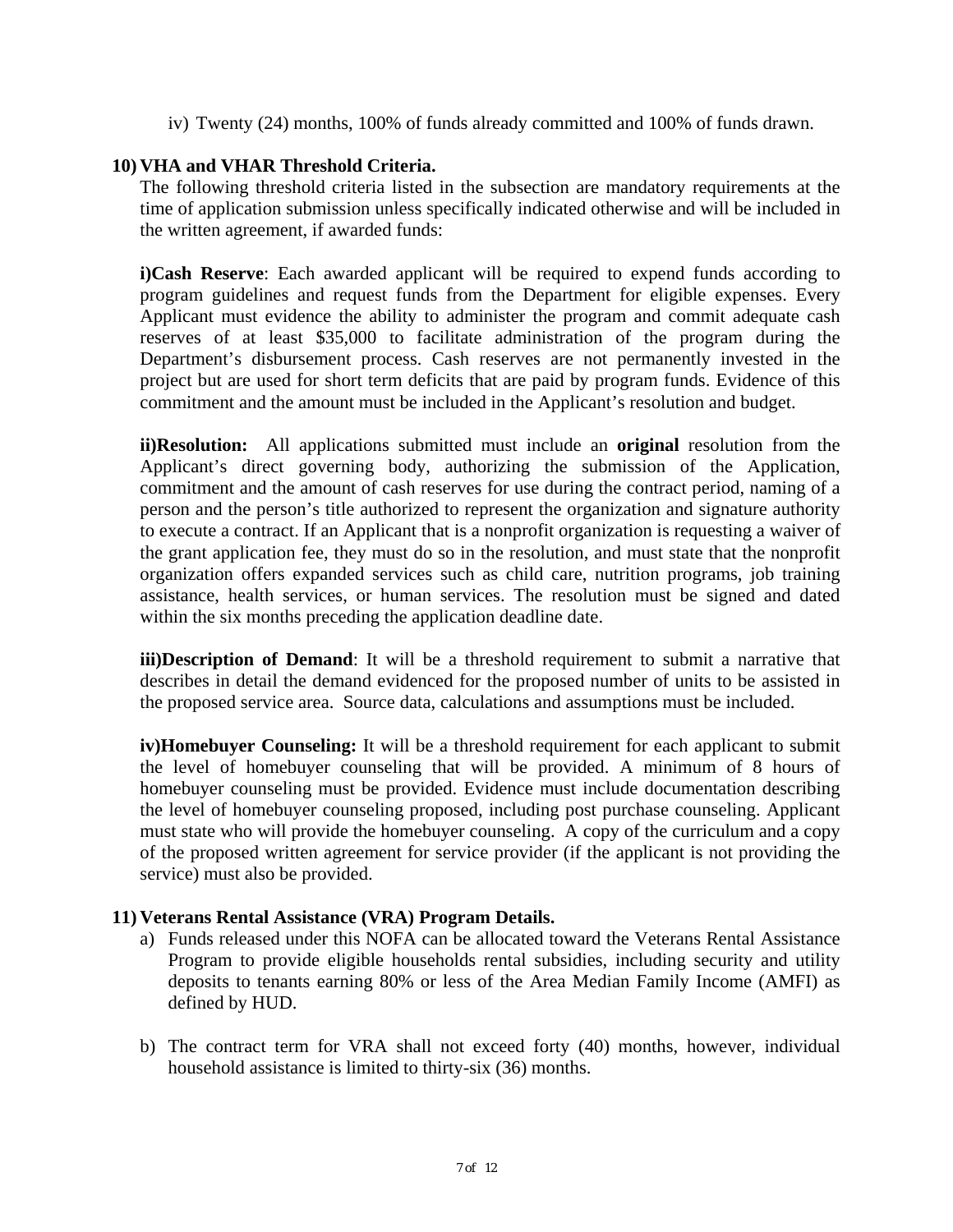iv) Twenty (24) months, 100% of funds already committed and 100% of funds drawn.

**10) VHA and VHAR Threshold Criteria.**

The following threshold criteria listed in the subsection are mandatory requirements at the time of application submission unless specifically indicated otherwise and will be included in the written agreement, if awarded funds:

**i)Cash Reserve**: Each awarded applicant will be required to expend funds according to program guidelines and request funds from the Department for eligible expenses. Every Applicant must evidence the ability to administer the program and commit adequate cash reserves of at least $35,000 to facilitate administration of the program during the Department's disbursement process. Cash reserves are not permanently invested in the project but are used for short term deficits that are paid by program funds. Evidence of this commitment and the amount must be included in the Applicant's resolution and budget.

**ii)Resolution:** All applications submitted must include an **original** resolution from the Applicant's direct governing body, authorizing the submission of the Application, commitment and the amount of cash reserves for use during the contract period, naming of a person and the person's title authorized to represent the organization and signature authority to execute a contract. If an Applicant that is a nonprofit organization is requesting a waiver of the grant application fee, they must do so in the resolution, and must state that the nonprofit organization offers expanded services such as child care, nutrition programs, job training assistance, health services, or human services. The resolution must be signed and dated within the six months preceding the application deadline date.

**iii)Description of Demand**: It will be a threshold requirement to submit a narrative that describes in detail the demand evidenced for the proposed number of units to be assisted in the proposed service area. Source data, calculations and assumptions must be included.

**iv)Homebuyer Counseling:** It will be a threshold requirement for each applicant to submit the level of homebuyer counseling that will be provided. A minimum of 8 hours of homebuyer counseling must be provided. Evidence must include documentation describing the level of homebuyer counseling proposed, including post purchase counseling. Applicant must state who will provide the homebuyer counseling. A copy of the curriculum and a copy of the proposed written agreement for service provider (if the applicant is not providing the service) must also be provided.

**11) Veterans Rental Assistance (VRA) Program Details.**

a) Funds released under this NOFA can be allocated toward the Veterans Rental Assistance Program to provide eligible households rental subsidies, including security and utility deposits to tenants earning 80% or less of the Area Median Family Income (AMFI) as defined by HUD.

b) The contract term for VRA shall not exceed forty (40) months, however, individual household assistance is limited to thirty-six (36) months.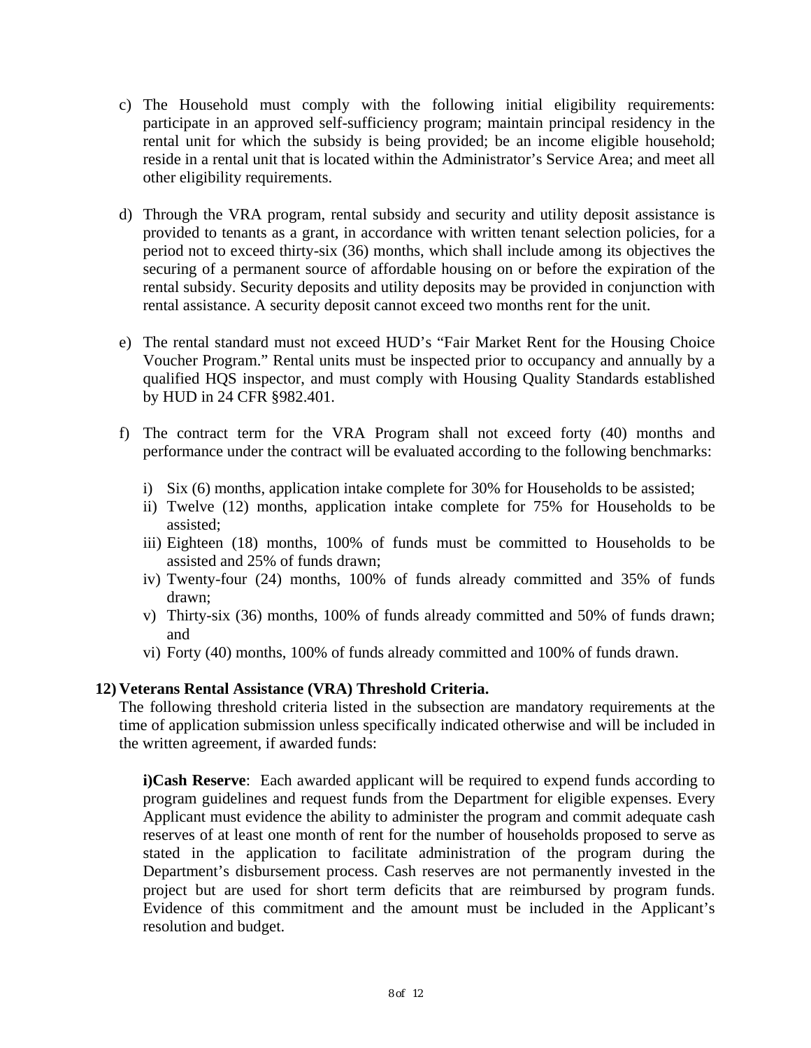c) The Household must comply with the following initial eligibility requirements: participate in an approved self-sufficiency program; maintain principal residency in the rental unit for which the subsidy is being provided; be an income eligible household; reside in a rental unit that is located within the Administrator's Service Area; and meet all other eligibility requirements.

d) Through the VRA program, rental subsidy and security and utility deposit assistance is provided to tenants as a grant, in accordance with written tenant selection policies, for a period not to exceed thirty-six (36) months, which shall include among its objectives the securing of a permanent source of affordable housing on or before the expiration of the rental subsidy. Security deposits and utility deposits may be provided in conjunction with rental assistance. A security deposit cannot exceed two months rent for the unit.

e) The rental standard must not exceed HUD's "Fair Market Rent for the Housing Choice Voucher Program." Rental units must be inspected prior to occupancy and annually by a qualified HQS inspector, and must comply with Housing Quality Standards established by HUD in 24 CFR §982.401.

f) The contract term for the VRA Program shall not exceed forty (40) months and performance under the contract will be evaluated according to the following benchmarks:

   i) Six (6) months, application intake complete for 30% for Households to be assisted;
   ii) Twelve (12) months, application intake complete for 75% for Households to be assisted;
   iii) Eighteen (18) months, 100% of funds must be committed to Households to be assisted and 25% of funds drawn;
   iv) Twenty-four (24) months, 100% of funds already committed and 35% of funds drawn;
   v) Thirty-six (36) months, 100% of funds already committed and 50% of funds drawn; and
   vi) Forty (40) months, 100% of funds already committed and 100% of funds drawn.

**12) Veterans Rental Assistance (VRA) Threshold Criteria.**

The following threshold criteria listed in the subsection are mandatory requirements at the time of application submission unless specifically indicated otherwise and will be included in the written agreement, if awarded funds:

**i)Cash Reserve**: Each awarded applicant will be required to expend funds according to program guidelines and request funds from the Department for eligible expenses. Every Applicant must evidence the ability to administer the program and commit adequate cash reserves of at least one month of rent for the number of households proposed to serve as stated in the application to facilitate administration of the program during the Department's disbursement process. Cash reserves are not permanently invested in the project but are used for short term deficits that are reimbursed by program funds. Evidence of this commitment and the amount must be included in the Applicant's resolution and budget.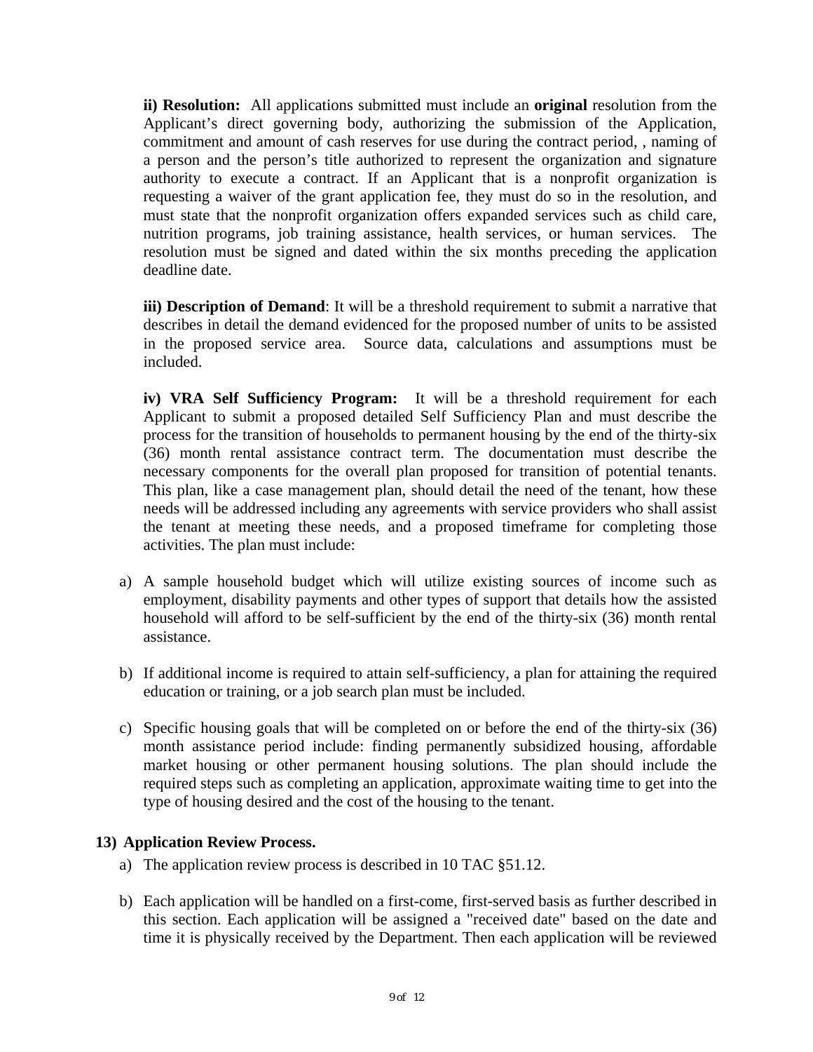**ii) Resolution:** All applications submitted must include an **original** resolution from the Applicant's direct governing body, authorizing the submission of the Application, commitment and amount of cash reserves for use during the contract period, , naming of a person and the person's title authorized to represent the organization and signature authority to execute a contract. If an Applicant that is a nonprofit organization is requesting a waiver of the grant application fee, they must do so in the resolution, and must state that the nonprofit organization offers expanded services such as child care, nutrition programs, job training assistance, health services, or human services. The resolution must be signed and dated within the six months preceding the application deadline date.

**iii) Description of Demand**: It will be a threshold requirement to submit a narrative that describes in detail the demand evidenced for the proposed number of units to be assisted in the proposed service area. Source data, calculations and assumptions must be included.

**iv) VRA Self Sufficiency Program:** It will be a threshold requirement for each Applicant to submit a proposed detailed Self Sufficiency Plan and must describe the process for the transition of households to permanent housing by the end of the thirty-six (36) month rental assistance contract term. The documentation must describe the necessary components for the overall plan proposed for transition of potential tenants. This plan, like a case management plan, should detail the need of the tenant, how these needs will be addressed including any agreements with service providers who shall assist the tenant at meeting these needs, and a proposed timeframe for completing those activities. The plan must include:

a) A sample household budget which will utilize existing sources of income such as employment, disability payments and other types of support that details how the assisted household will afford to be self-sufficient by the end of the thirty-six (36) month rental assistance.

b) If additional income is required to attain self-sufficiency, a plan for attaining the required education or training, or a job search plan must be included.

c) Specific housing goals that will be completed on or before the end of the thirty-six (36) month assistance period include: finding permanently subsidized housing, affordable market housing or other permanent housing solutions. The plan should include the required steps such as completing an application, approximate waiting time to get into the type of housing desired and the cost of the housing to the tenant.

**13) Application Review Process.**

a) The application review process is described in 10 TAC §51.12.

b) Each application will be handled on a first-come, first-served basis as further described in this section. Each application will be assigned a "received date" based on the date and time it is physically received by the Department. Then each application will be reviewed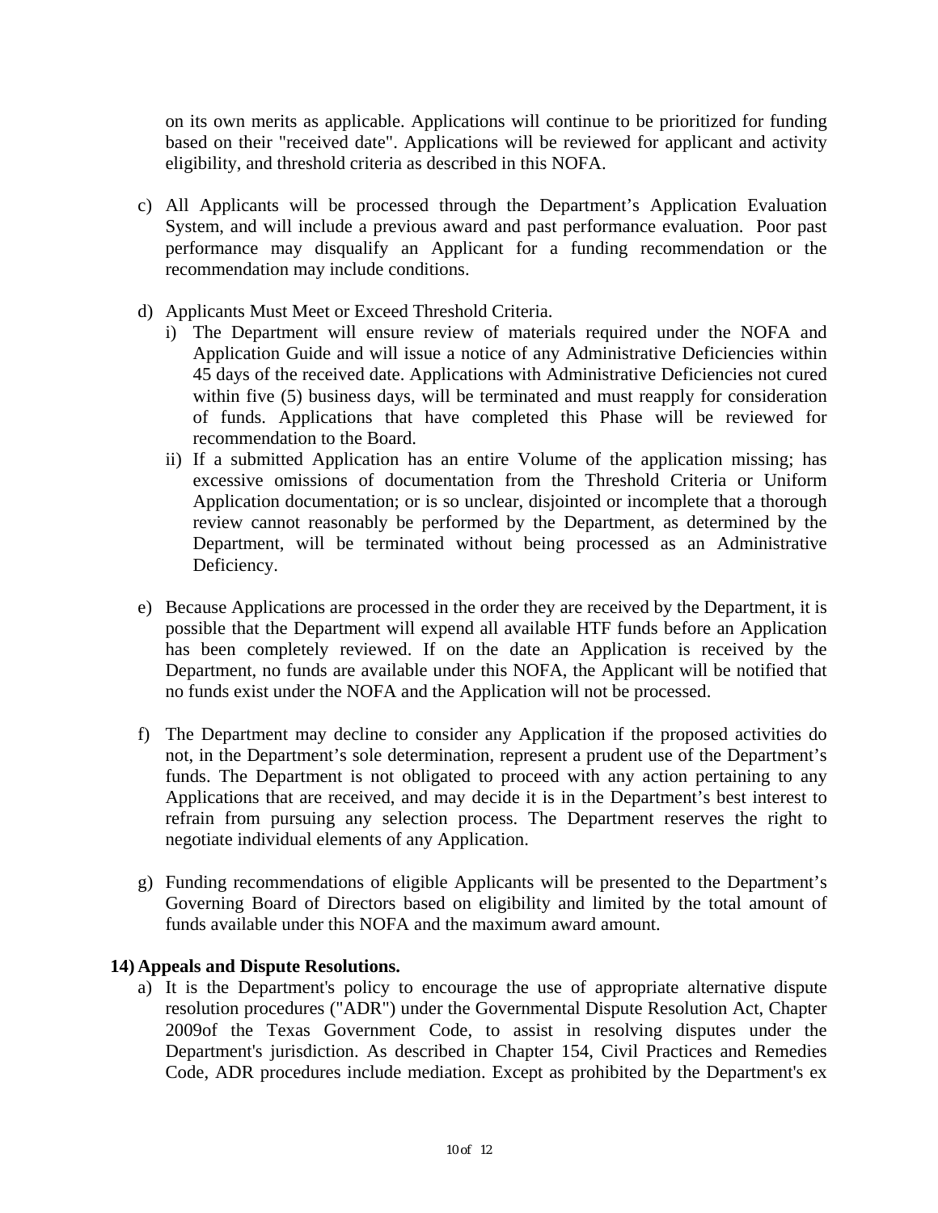on its own merits as applicable. Applications will continue to be prioritized for funding based on their "received date". Applications will be reviewed for applicant and activity eligibility, and threshold criteria as described in this NOFA.

c) All Applicants will be processed through the Department's Application Evaluation System, and will include a previous award and past performance evaluation. Poor past performance may disqualify an Applicant for a funding recommendation or the recommendation may include conditions.

d) Applicants Must Meet or Exceed Threshold Criteria.
   i) The Department will ensure review of materials required under the NOFA and Application Guide and will issue a notice of any Administrative Deficiencies within 45 days of the received date. Applications with Administrative Deficiencies not cured within five (5) business days, will be terminated and must reapply for consideration of funds. Applications that have completed this Phase will be reviewed for recommendation to the Board.
   ii) If a submitted Application has an entire Volume of the application missing; has excessive omissions of documentation from the Threshold Criteria or Uniform Application documentation; or is so unclear, disjointed or incomplete that a thorough review cannot reasonably be performed by the Department, as determined by the Department, will be terminated without being processed as an Administrative Deficiency.

e) Because Applications are processed in the order they are received by the Department, it is possible that the Department will expend all available HTF funds before an Application has been completely reviewed. If on the date an Application is received by the Department, no funds are available under this NOFA, the Applicant will be notified that no funds exist under the NOFA and the Application will not be processed.

f) The Department may decline to consider any Application if the proposed activities do not, in the Department's sole determination, represent a prudent use of the Department's funds. The Department is not obligated to proceed with any action pertaining to any Applications that are received, and may decide it is in the Department's best interest to refrain from pursuing any selection process. The Department reserves the right to negotiate individual elements of any Application.

g) Funding recommendations of eligible Applicants will be presented to the Department's Governing Board of Directors based on eligibility and limited by the total amount of funds available under this NOFA and the maximum award amount.

**14) Appeals and Dispute Resolutions.**

a) It is the Department's policy to encourage the use of appropriate alternative dispute resolution procedures ("ADR") under the Governmental Dispute Resolution Act, Chapter 2009of the Texas Government Code, to assist in resolving disputes under the Department's jurisdiction. As described in Chapter 154, Civil Practices and Remedies Code, ADR procedures include mediation. Except as prohibited by the Department's ex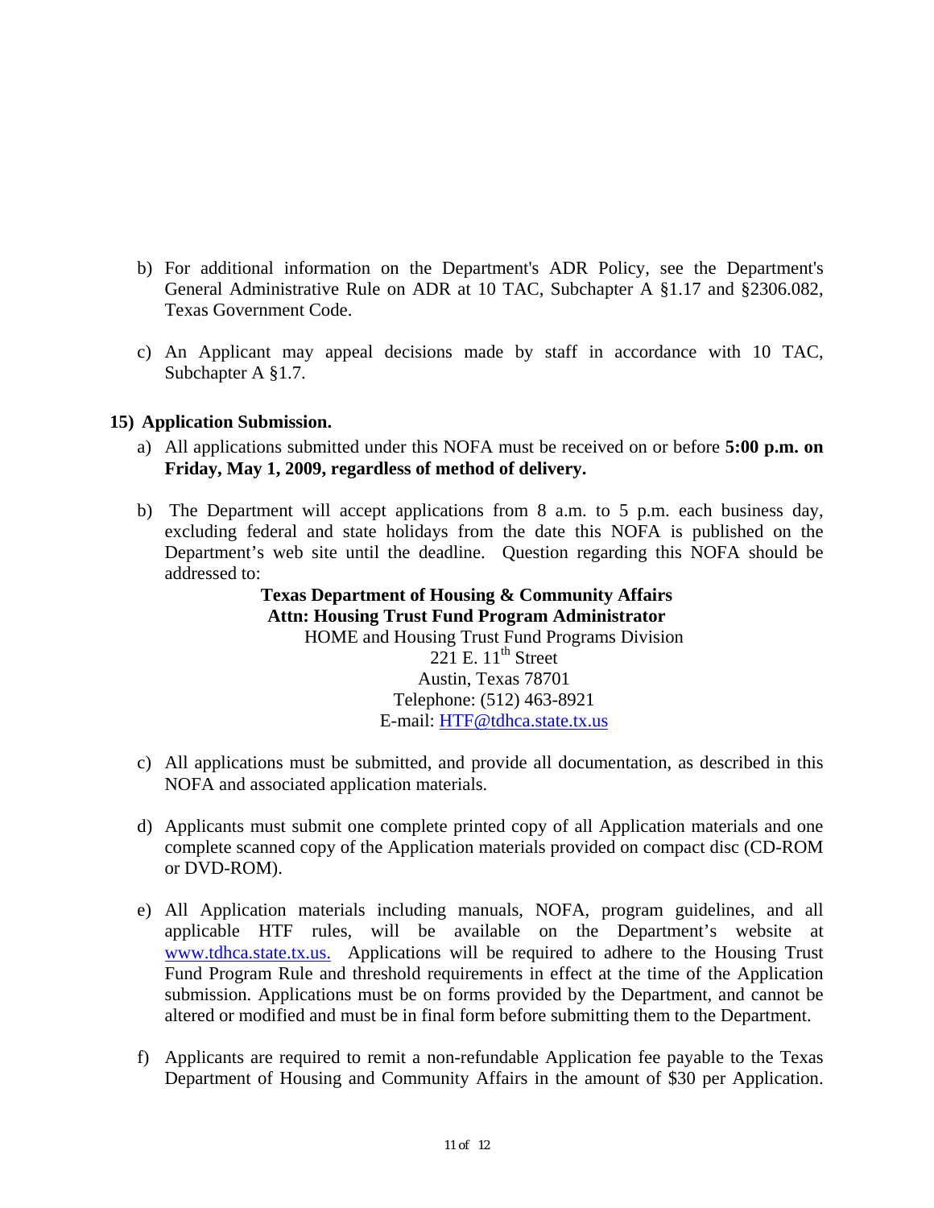b) For additional information on the Department's ADR Policy, see the Department's General Administrative Rule on ADR at 10 TAC, Subchapter A §1.17 and §2306.082, Texas Government Code.

c) An Applicant may appeal decisions made by staff in accordance with 10 TAC, Subchapter A §1.7.

**15) Application Submission.**

a) All applications submitted under this NOFA must be received on or before **5:00 p.m. on Friday, May 1, 2009, regardless of method of delivery.**

b) The Department will accept applications from 8 a.m. to 5 p.m. each business day, excluding federal and state holidays from the date this NOFA is published on the Department's web site until the deadline. Question regarding this NOFA should be addressed to:

**Texas Department of Housing & Community Affairs**
**Attn: Housing Trust Fund Program Administrator**
HOME and Housing Trust Fund Programs Division
221 E. 11th Street
Austin, Texas 78701
Telephone: (512) 463-8921
E-mail: HTF@tdhca.state.tx.us

c) All applications must be submitted, and provide all documentation, as described in this NOFA and associated application materials.

d) Applicants must submit one complete printed copy of all Application materials and one complete scanned copy of the Application materials provided on compact disc (CD-ROM or DVD-ROM).

e) All Application materials including manuals, NOFA, program guidelines, and all applicable HTF rules, will be available on the Department's website at www.tdhca.state.tx.us. Applications will be required to adhere to the Housing Trust Fund Program Rule and threshold requirements in effect at the time of the Application submission. Applications must be on forms provided by the Department, and cannot be altered or modified and must be in final form before submitting them to the Department.

f) Applicants are required to remit a non-refundable Application fee payable to the Texas Department of Housing and Community Affairs in the amount of $30 per Application.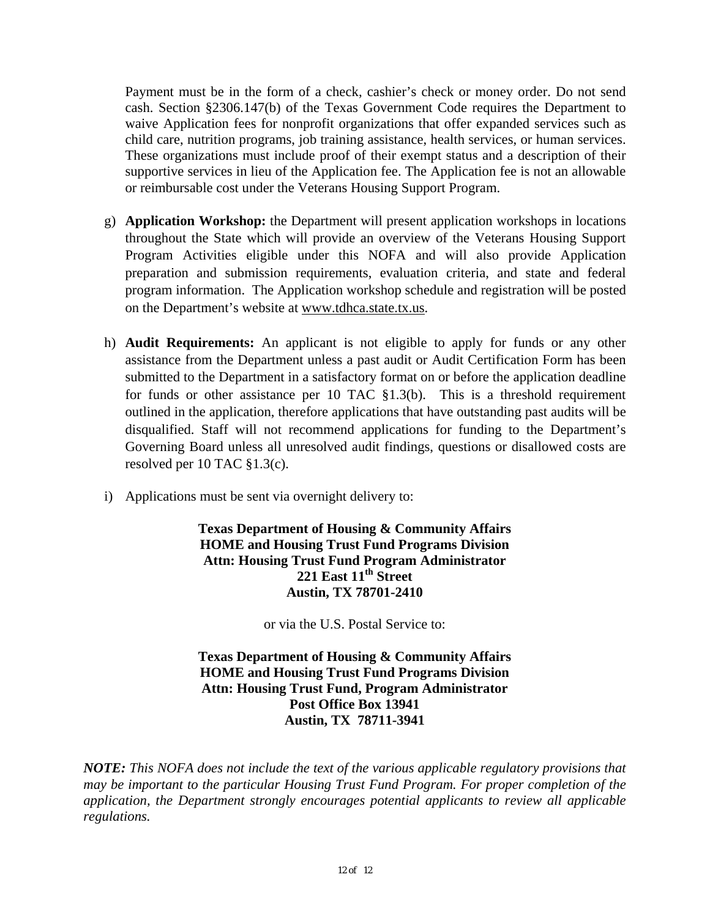Payment must be in the form of a check, cashier's check or money order. Do not send cash. Section §2306.147(b) of the Texas Government Code requires the Department to waive Application fees for nonprofit organizations that offer expanded services such as child care, nutrition programs, job training assistance, health services, or human services. These organizations must include proof of their exempt status and a description of their supportive services in lieu of the Application fee. The Application fee is not an allowable or reimbursable cost under the Veterans Housing Support Program.

g) **Application Workshop:** the Department will present application workshops in locations throughout the State which will provide an overview of the Veterans Housing Support Program Activities eligible under this NOFA and will also provide Application preparation and submission requirements, evaluation criteria, and state and federal program information. The Application workshop schedule and registration will be posted on the Department's website at www.tdhca.state.tx.us.

h) **Audit Requirements:** An applicant is not eligible to apply for funds or any other assistance from the Department unless a past audit or Audit Certification Form has been submitted to the Department in a satisfactory format on or before the application deadline for funds or other assistance per 10 TAC §1.3(b). This is a threshold requirement outlined in the application, therefore applications that have outstanding past audits will be disqualified. Staff will not recommend applications for funding to the Department's Governing Board unless all unresolved audit findings, questions or disallowed costs are resolved per 10 TAC §1.3(c).

i) Applications must be sent via overnight delivery to:

**Texas Department of Housing & Community Affairs**
**HOME and Housing Trust Fund Programs Division**
**Attn: Housing Trust Fund Program Administrator**
**221 East 11th Street**
**Austin, TX 78701-2410**

or via the U.S. Postal Service to:

**Texas Department of Housing & Community Affairs**
**HOME and Housing Trust Fund Programs Division**
**Attn: Housing Trust Fund, Program Administrator**
**Post Office Box 13941**
**Austin, TX 78711-3941**

***NOTE:*** *This NOFA does not include the text of the various applicable regulatory provisions that may be important to the particular Housing Trust Fund Program. For proper completion of the application, the Department strongly encourages potential applicants to review all applicable regulations.*